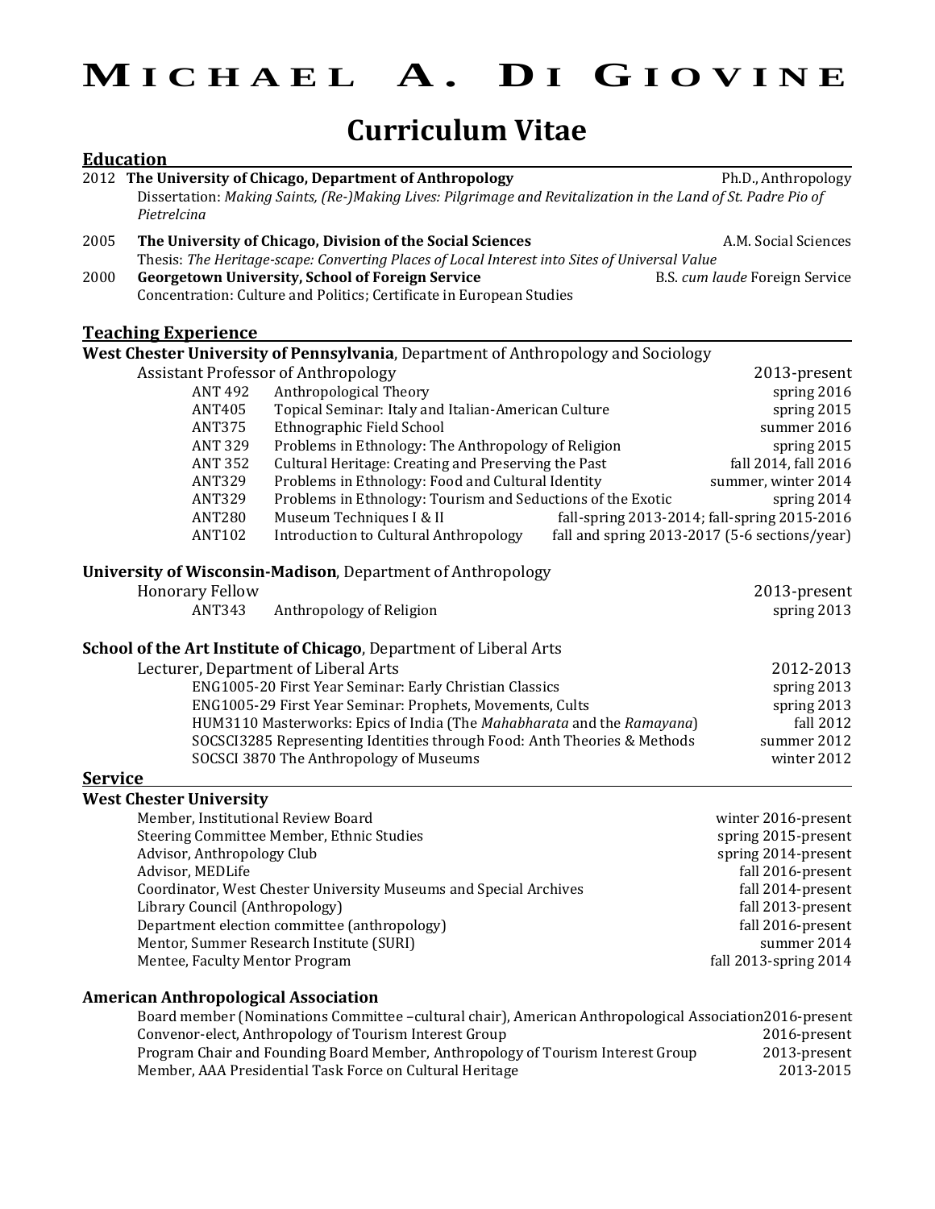# Michael A. Di Giovine

## Curriculum Vitae

### Education

2012 **The University of Chicago, Department of Anthropology** — Ph.D., Anthropology
Dissertation: *Making Saints, (Re-)Making Lives: Pilgrimage and Revitalization in the Land of St. Padre Pio of Pietrelcina*

2005 **The University of Chicago, Division of the Social Sciences** — A.M. Social Sciences
Thesis: *The Heritage-scape: Converting Places of Local Interest into Sites of Universal Value*

2000 **Georgetown University, School of Foreign Service** — B.S. *cum laude* Foreign Service
Concentration: Culture and Politics; Certificate in European Studies

### Teaching Experience

**West Chester University of Pennsylvania**, Department of Anthropology and Sociology

Assistant Professor of Anthropology — 2013-present

| Course | Title | Term |
|---|---|---|
| ANT 492 | Anthropological Theory | spring 2016 |
| ANT405 | Topical Seminar: Italy and Italian-American Culture | spring 2015 |
| ANT375 | Ethnographic Field School | summer 2016 |
| ANT 329 | Problems in Ethnology: The Anthropology of Religion | spring 2015 |
| ANT 352 | Cultural Heritage: Creating and Preserving the Past | fall 2014, fall 2016 |
| ANT329 | Problems in Ethnology: Food and Cultural Identity | summer, winter 2014 |
| ANT329 | Problems in Ethnology: Tourism and Seductions of the Exotic | spring 2014 |
| ANT280 | Museum Techniques I & II | fall-spring 2013-2014; fall-spring 2015-2016 |
| ANT102 | Introduction to Cultural Anthropology | fall and spring 2013-2017 (5-6 sections/year) |

**University of Wisconsin-Madison**, Department of Anthropology

Honorary Fellow — 2013-present

| Course | Title | Term |
|---|---|---|
| ANT343 | Anthropology of Religion | spring 2013 |

**School of the Art Institute of Chicago**, Department of Liberal Arts

Lecturer, Department of Liberal Arts — 2012-2013

| Course | Term |
|---|---|
| ENG1005-20 First Year Seminar: Early Christian Classics | spring 2013 |
| ENG1005-29 First Year Seminar: Prophets, Movements, Cults | spring 2013 |
| HUM3110 Masterworks: Epics of India (The *Mahabharata* and the *Ramayana*) | fall 2012 |
| SOCSCI3285 Representing Identities through Food: Anth Theories & Methods | summer 2012 |
| SOCSCI 3870 The Anthropology of Museums | winter 2012 |

### Service

**West Chester University**

| Role | Term |
|---|---|
| Member, Institutional Review Board | winter 2016-present |
| Steering Committee Member, Ethnic Studies | spring 2015-present |
| Advisor, Anthropology Club | spring 2014-present |
| Advisor, MEDLife | fall 2016-present |
| Coordinator, West Chester University Museums and Special Archives | fall 2014-present |
| Library Council (Anthropology) | fall 2013-present |
| Department election committee (anthropology) | fall 2016-present |
| Mentor, Summer Research Institute (SURI) | summer 2014 |
| Mentee, Faculty Mentor Program | fall 2013-spring 2014 |

**American Anthropological Association**

| Role | Term |
|---|---|
| Board member (Nominations Committee –cultural chair), American Anthropological Association | 2016-present |
| Convenor-elect, Anthropology of Tourism Interest Group | 2016-present |
| Program Chair and Founding Board Member, Anthropology of Tourism Interest Group | 2013-present |
| Member, AAA Presidential Task Force on Cultural Heritage | 2013-2015 |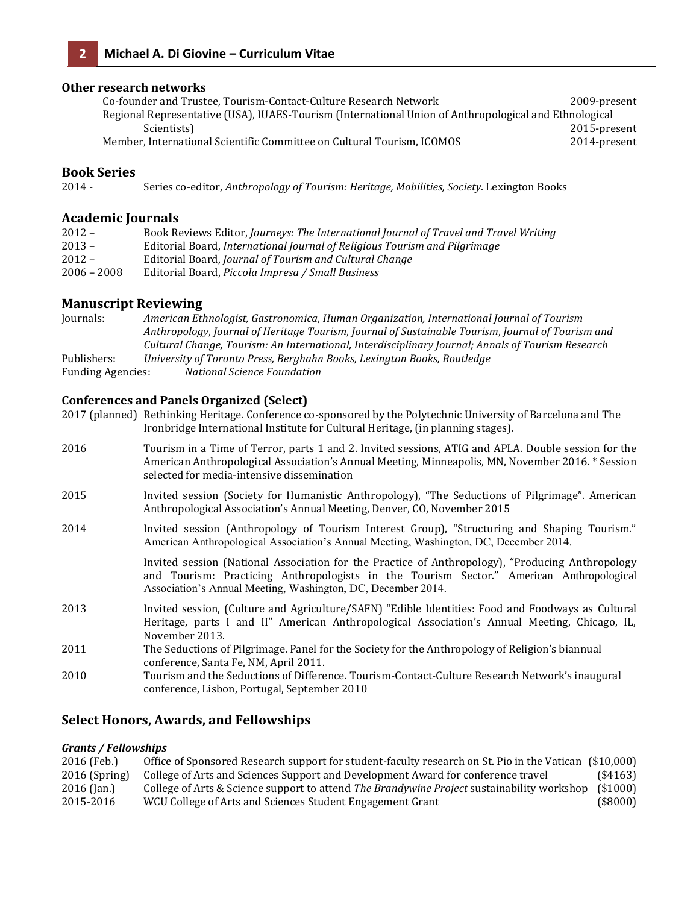### Other research networks

Co-founder and Trustee, Tourism-Contact-Culture Research Network 2009-present

Regional Representative (USA), IUAES-Tourism (International Union of Anthropological and Ethnological Scientists) 2015-present

Member, International Scientific Committee on Cultural Tourism, ICOMOS 2014-present

## Book Series

2014 - Series co-editor, *Anthropology of Tourism: Heritage, Mobilities, Society.* Lexington Books

## Academic Journals

2012 – Book Reviews Editor, *Journeys: The International Journal of Travel and Travel Writing*

2013 – Editorial Board, *International Journal of Religious Tourism and Pilgrimage*

2012 – Editorial Board, *Journal of Tourism and Cultural Change*

2006 – 2008 Editorial Board, *Piccola Impresa / Small Business*

## Manuscript Reviewing

Journals: *American Ethnologist, Gastronomica*, *Human Organization, International Journal of Tourism Anthropology*, *Journal of Heritage Tourism, Journal of Sustainable Tourism, Journal of Tourism and Cultural Change, Tourism: An International, Interdisciplinary Journal; Annals of Tourism Research*

Publishers: *University of Toronto Press, Berghahn Books, Lexington Books, Routledge*

Funding Agencies: *National Science Foundation*

### Conferences and Panels Organized (Select)

2017 (planned) Rethinking Heritage. Conference co-sponsored by the Polytechnic University of Barcelona and The Ironbridge International Institute for Cultural Heritage, (in planning stages).

2016 Tourism in a Time of Terror, parts 1 and 2. Invited sessions, ATIG and APLA. Double session for the American Anthropological Association's Annual Meeting, Minneapolis, MN, November 2016. * Session selected for media-intensive dissemination

2015 Invited session (Society for Humanistic Anthropology), "The Seductions of Pilgrimage". American Anthropological Association's Annual Meeting, Denver, CO, November 2015

2014 Invited session (Anthropology of Tourism Interest Group), "Structuring and Shaping Tourism." American Anthropological Association's Annual Meeting, Washington, DC, December 2014.

Invited session (National Association for the Practice of Anthropology), "Producing Anthropology and Tourism: Practicing Anthropologists in the Tourism Sector." American Anthropological Association's Annual Meeting, Washington, DC, December 2014.

2013 Invited session, (Culture and Agriculture/SAFN) "Edible Identities: Food and Foodways as Cultural Heritage, parts I and II" American Anthropological Association's Annual Meeting, Chicago, IL, November 2013.

2011 The Seductions of Pilgrimage. Panel for the Society for the Anthropology of Religion's biannual conference, Santa Fe, NM, April 2011.

2010 Tourism and the Seductions of Difference. Tourism-Contact-Culture Research Network's inaugural conference, Lisbon, Portugal, September 2010

## Select Honors, Awards, and Fellowships

***Grants / Fellowships***

2016 (Feb.) Office of Sponsored Research support for student-faculty research on St. Pio in the Vatican ($10,000)

2016 (Spring) College of Arts and Sciences Support and Development Award for conference travel ($4163)

2016 (Jan.) College of Arts & Science support to attend *The Brandywine Project* sustainability workshop ($1000)

2015-2016 WCU College of Arts and Sciences Student Engagement Grant ($8000)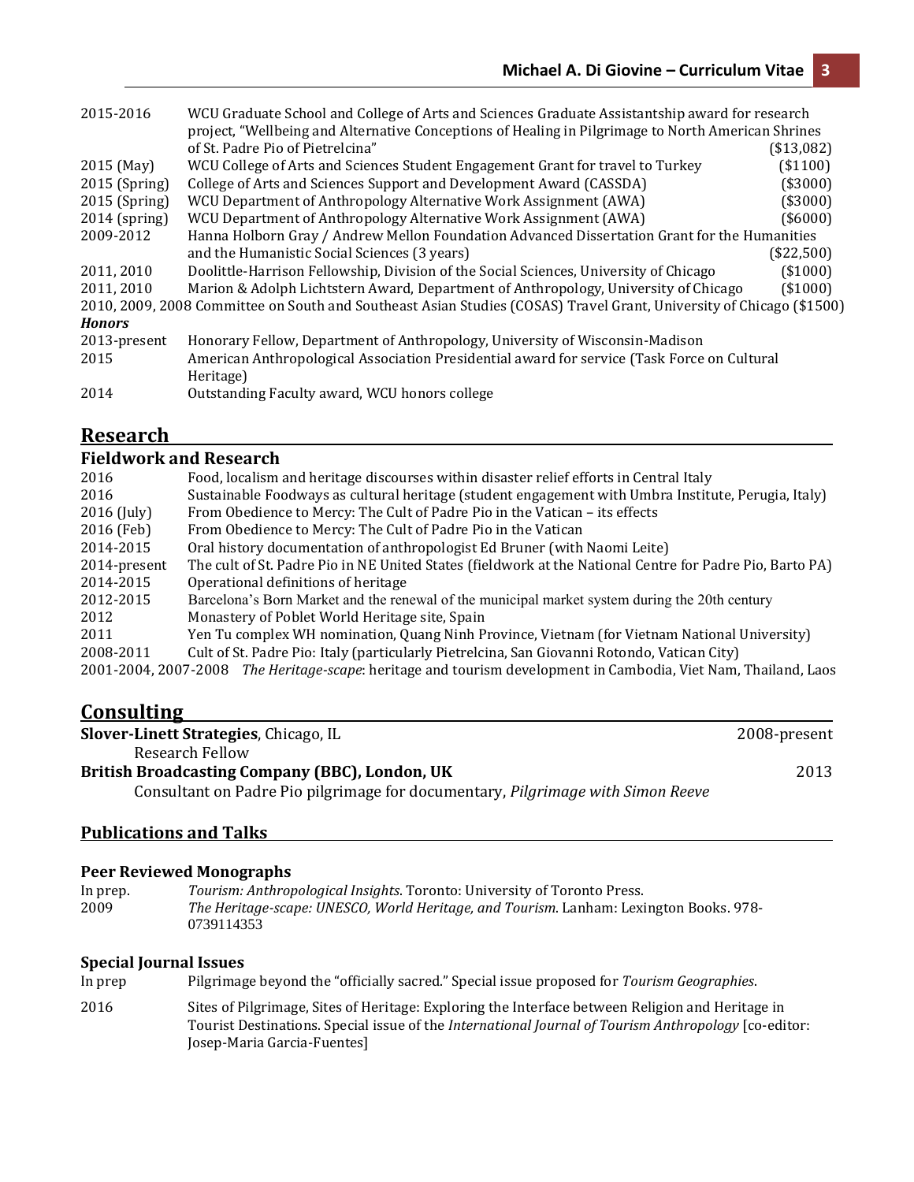2015-2016 WCU Graduate School and College of Arts and Sciences Graduate Assistantship award for research project, "Wellbeing and Alternative Conceptions of Healing in Pilgrimage to North American Shrines of St. Padre Pio of Pietrelcina" ($13,082)

2015 (May) WCU College of Arts and Sciences Student Engagement Grant for travel to Turkey ($1100)

2015 (Spring) College of Arts and Sciences Support and Development Award (CASSDA) ($3000)

2015 (Spring) WCU Department of Anthropology Alternative Work Assignment (AWA) ($3000)

2014 (spring) WCU Department of Anthropology Alternative Work Assignment (AWA) ($6000)

2009-2012 Hanna Holborn Gray / Andrew Mellon Foundation Advanced Dissertation Grant for the Humanities and the Humanistic Social Sciences (3 years) ($22,500)

2011, 2010 Doolittle-Harrison Fellowship, Division of the Social Sciences, University of Chicago ($1000)

2011, 2010 Marion & Adolph Lichtstern Award, Department of Anthropology, University of Chicago ($1000)

2010, 2009, 2008 Committee on South and Southeast Asian Studies (COSAS) Travel Grant, University of Chicago ($1500)

***Honors***

2013-present Honorary Fellow, Department of Anthropology, University of Wisconsin-Madison

2015 American Anthropological Association Presidential award for service (Task Force on Cultural Heritage)

2014 Outstanding Faculty award, WCU honors college

## Research

### Fieldwork and Research

2016 Food, localism and heritage discourses within disaster relief efforts in Central Italy

2016 Sustainable Foodways as cultural heritage (student engagement with Umbra Institute, Perugia, Italy)

2016 (July) From Obedience to Mercy: The Cult of Padre Pio in the Vatican – its effects

2016 (Feb) From Obedience to Mercy: The Cult of Padre Pio in the Vatican

2014-2015 Oral history documentation of anthropologist Ed Bruner (with Naomi Leite)

2014-present The cult of St. Padre Pio in NE United States (fieldwork at the National Centre for Padre Pio, Barto PA)

2014-2015 Operational definitions of heritage

2012-2015 Barcelona's Born Market and the renewal of the municipal market system during the 20th century

2012 Monastery of Poblet World Heritage site, Spain

2011 Yen Tu complex WH nomination, Quang Ninh Province, Vietnam (for Vietnam National University)

2008-2011 Cult of St. Padre Pio: Italy (particularly Pietrelcina, San Giovanni Rotondo, Vatican City)

2001-2004, 2007-2008 *The Heritage-scape*: heritage and tourism development in Cambodia, Viet Nam, Thailand, Laos

## Consulting

**Slover-Linett Strategies**, Chicago, IL — 2008-present
Research Fellow

**British Broadcasting Company (BBC), London, UK** — 2013
Consultant on Padre Pio pilgrimage for documentary, *Pilgrimage with Simon Reeve*

## Publications and Talks

### Peer Reviewed Monographs

In prep. *Tourism: Anthropological Insights*. Toronto: University of Toronto Press.

2009 *The Heritage-scape: UNESCO, World Heritage, and Tourism*. Lanham: Lexington Books. 978-0739114353

### Special Journal Issues

In prep Pilgrimage beyond the "officially sacred." Special issue proposed for *Tourism Geographies*.

2016 Sites of Pilgrimage, Sites of Heritage: Exploring the Interface between Religion and Heritage in Tourist Destinations. Special issue of the *International Journal of Tourism Anthropology* [co-editor: Josep-Maria Garcia-Fuentes]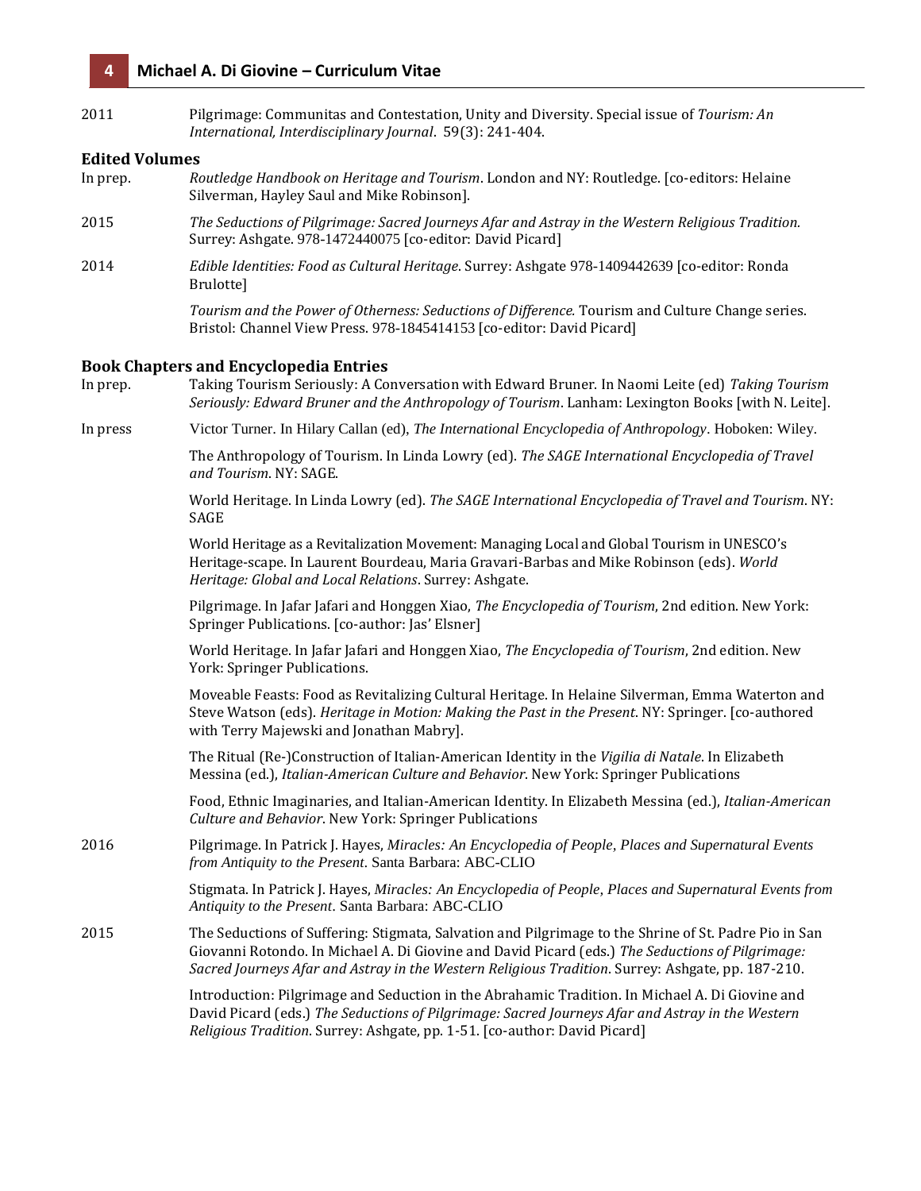2011 Pilgrimage: Communitas and Contestation, Unity and Diversity. Special issue of *Tourism: An International, Interdisciplinary Journal*. 59(3): 241-404.

### Edited Volumes

In prep. *Routledge Handbook on Heritage and Tourism*. London and NY: Routledge. [co-editors: Helaine Silverman, Hayley Saul and Mike Robinson].

2015 *The Seductions of Pilgrimage: Sacred Journeys Afar and Astray in the Western Religious Tradition.* Surrey: Ashgate. 978-1472440075 [co-editor: David Picard]

2014 *Edible Identities: Food as Cultural Heritage*. Surrey: Ashgate 978-1409442639 [co-editor: Ronda Brulotte]

*Tourism and the Power of Otherness: Seductions of Difference.* Tourism and Culture Change series. Bristol: Channel View Press. 978-1845414153 [co-editor: David Picard]

### Book Chapters and Encyclopedia Entries

In prep. Taking Tourism Seriously: A Conversation with Edward Bruner. In Naomi Leite (ed) *Taking Tourism Seriously: Edward Bruner and the Anthropology of Tourism*. Lanham: Lexington Books [with N. Leite].

In press Victor Turner. In Hilary Callan (ed), *The International Encyclopedia of Anthropology*. Hoboken: Wiley.

The Anthropology of Tourism. In Linda Lowry (ed). *The SAGE International Encyclopedia of Travel and Tourism*. NY: SAGE.

World Heritage. In Linda Lowry (ed). *The SAGE International Encyclopedia of Travel and Tourism*. NY: SAGE

World Heritage as a Revitalization Movement: Managing Local and Global Tourism in UNESCO's Heritage-scape. In Laurent Bourdeau, Maria Gravari-Barbas and Mike Robinson (eds). *World Heritage: Global and Local Relations*. Surrey: Ashgate.

Pilgrimage. In Jafar Jafari and Honggen Xiao, *The Encyclopedia of Tourism*, 2nd edition. New York: Springer Publications. [co-author: Jas' Elsner]

World Heritage. In Jafar Jafari and Honggen Xiao, *The Encyclopedia of Tourism*, 2nd edition. New York: Springer Publications.

Moveable Feasts: Food as Revitalizing Cultural Heritage. In Helaine Silverman, Emma Waterton and Steve Watson (eds). *Heritage in Motion: Making the Past in the Present*. NY: Springer. [co-authored with Terry Majewski and Jonathan Mabry].

The Ritual (Re-)Construction of Italian-American Identity in the *Vigilia di Natale*. In Elizabeth Messina (ed.), *Italian-American Culture and Behavior*. New York: Springer Publications

Food, Ethnic Imaginaries, and Italian-American Identity. In Elizabeth Messina (ed.), *Italian-American Culture and Behavior*. New York: Springer Publications

2016 Pilgrimage. In Patrick J. Hayes, *Miracles: An Encyclopedia of People, Places and Supernatural Events from Antiquity to the Present*. Santa Barbara: ABC-CLIO

Stigmata. In Patrick J. Hayes, *Miracles: An Encyclopedia of People, Places and Supernatural Events from Antiquity to the Present*. Santa Barbara: ABC-CLIO

2015 The Seductions of Suffering: Stigmata, Salvation and Pilgrimage to the Shrine of St. Padre Pio in San Giovanni Rotondo. In Michael A. Di Giovine and David Picard (eds.) *The Seductions of Pilgrimage: Sacred Journeys Afar and Astray in the Western Religious Tradition*. Surrey: Ashgate, pp. 187-210.

Introduction: Pilgrimage and Seduction in the Abrahamic Tradition. In Michael A. Di Giovine and David Picard (eds.) *The Seductions of Pilgrimage: Sacred Journeys Afar and Astray in the Western Religious Tradition*. Surrey: Ashgate, pp. 1-51. [co-author: David Picard]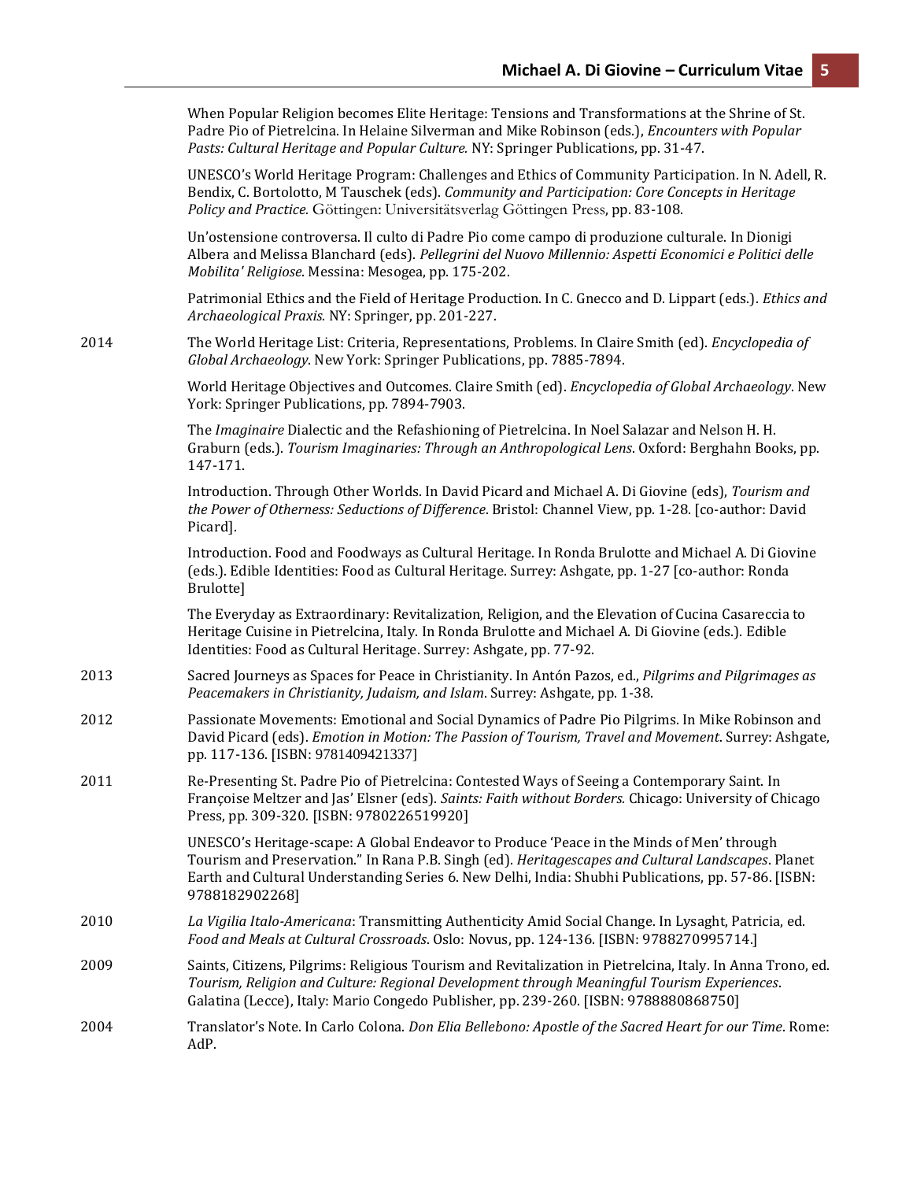When Popular Religion becomes Elite Heritage: Tensions and Transformations at the Shrine of St. Padre Pio of Pietrelcina. In Helaine Silverman and Mike Robinson (eds.), *Encounters with Popular Pasts: Cultural Heritage and Popular Culture.* NY: Springer Publications, pp. 31-47.

UNESCO's World Heritage Program: Challenges and Ethics of Community Participation. In N. Adell, R. Bendix, C. Bortolotto, M Tauschek (eds). *Community and Participation: Core Concepts in Heritage Policy and Practice.* Göttingen: Universitätsverlag Göttingen Press, pp. 83-108.

Un'ostensione controversa. Il culto di Padre Pio come campo di produzione culturale. In Dionigi Albera and Melissa Blanchard (eds). *Pellegrini del Nuovo Millennio: Aspetti Economici e Politici delle Mobilita' Religiose.* Messina: Mesogea, pp. 175-202.

Patrimonial Ethics and the Field of Heritage Production. In C. Gnecco and D. Lippart (eds.). *Ethics and Archaeological Praxis.* NY: Springer, pp. 201-227.

2014 The World Heritage List: Criteria, Representations, Problems. In Claire Smith (ed). *Encyclopedia of Global Archaeology*. New York: Springer Publications, pp. 7885-7894.

World Heritage Objectives and Outcomes. Claire Smith (ed). *Encyclopedia of Global Archaeology*. New York: Springer Publications, pp. 7894-7903.

The *Imaginaire* Dialectic and the Refashioning of Pietrelcina. In Noel Salazar and Nelson H. H. Graburn (eds.). *Tourism Imaginaries: Through an Anthropological Lens*. Oxford: Berghahn Books, pp. 147-171.

Introduction. Through Other Worlds. In David Picard and Michael A. Di Giovine (eds), *Tourism and the Power of Otherness: Seductions of Difference*. Bristol: Channel View, pp. 1-28. [co-author: David Picard].

Introduction. Food and Foodways as Cultural Heritage. In Ronda Brulotte and Michael A. Di Giovine (eds.). Edible Identities: Food as Cultural Heritage. Surrey: Ashgate, pp. 1-27 [co-author: Ronda Brulotte]

The Everyday as Extraordinary: Revitalization, Religion, and the Elevation of Cucina Casareccia to Heritage Cuisine in Pietrelcina, Italy. In Ronda Brulotte and Michael A. Di Giovine (eds.). Edible Identities: Food as Cultural Heritage. Surrey: Ashgate, pp. 77-92.

2013 Sacred Journeys as Spaces for Peace in Christianity. In Antón Pazos, ed., *Pilgrims and Pilgrimages as Peacemakers in Christianity, Judaism, and Islam*. Surrey: Ashgate, pp. 1-38.

2012 Passionate Movements: Emotional and Social Dynamics of Padre Pio Pilgrims. In Mike Robinson and David Picard (eds). *Emotion in Motion: The Passion of Tourism, Travel and Movement*. Surrey: Ashgate, pp. 117-136. [ISBN: 9781409421337]

2011 Re-Presenting St. Padre Pio of Pietrelcina: Contested Ways of Seeing a Contemporary Saint. In Françoise Meltzer and Jas' Elsner (eds). *Saints: Faith without Borders.* Chicago: University of Chicago Press, pp. 309-320. [ISBN: 9780226519920]

UNESCO's Heritage-scape: A Global Endeavor to Produce 'Peace in the Minds of Men' through Tourism and Preservation." In Rana P.B. Singh (ed). *Heritagescapes and Cultural Landscapes*. Planet Earth and Cultural Understanding Series 6. New Delhi, India: Shubhi Publications, pp. 57-86. [ISBN: 9788182902268]

2010 *La Vigilia Italo-Americana*: Transmitting Authenticity Amid Social Change. In Lysaght, Patricia, ed. *Food and Meals at Cultural Crossroads*. Oslo: Novus, pp. 124-136. [ISBN: 9788270995714.]

2009 Saints, Citizens, Pilgrims: Religious Tourism and Revitalization in Pietrelcina, Italy. In Anna Trono, ed. *Tourism, Religion and Culture: Regional Development through Meaningful Tourism Experiences*. Galatina (Lecce), Italy: Mario Congedo Publisher, pp. 239-260. [ISBN: 9788880868750]

2004 Translator's Note. In Carlo Colona. *Don Elia Bellebono: Apostle of the Sacred Heart for our Time*. Rome: AdP.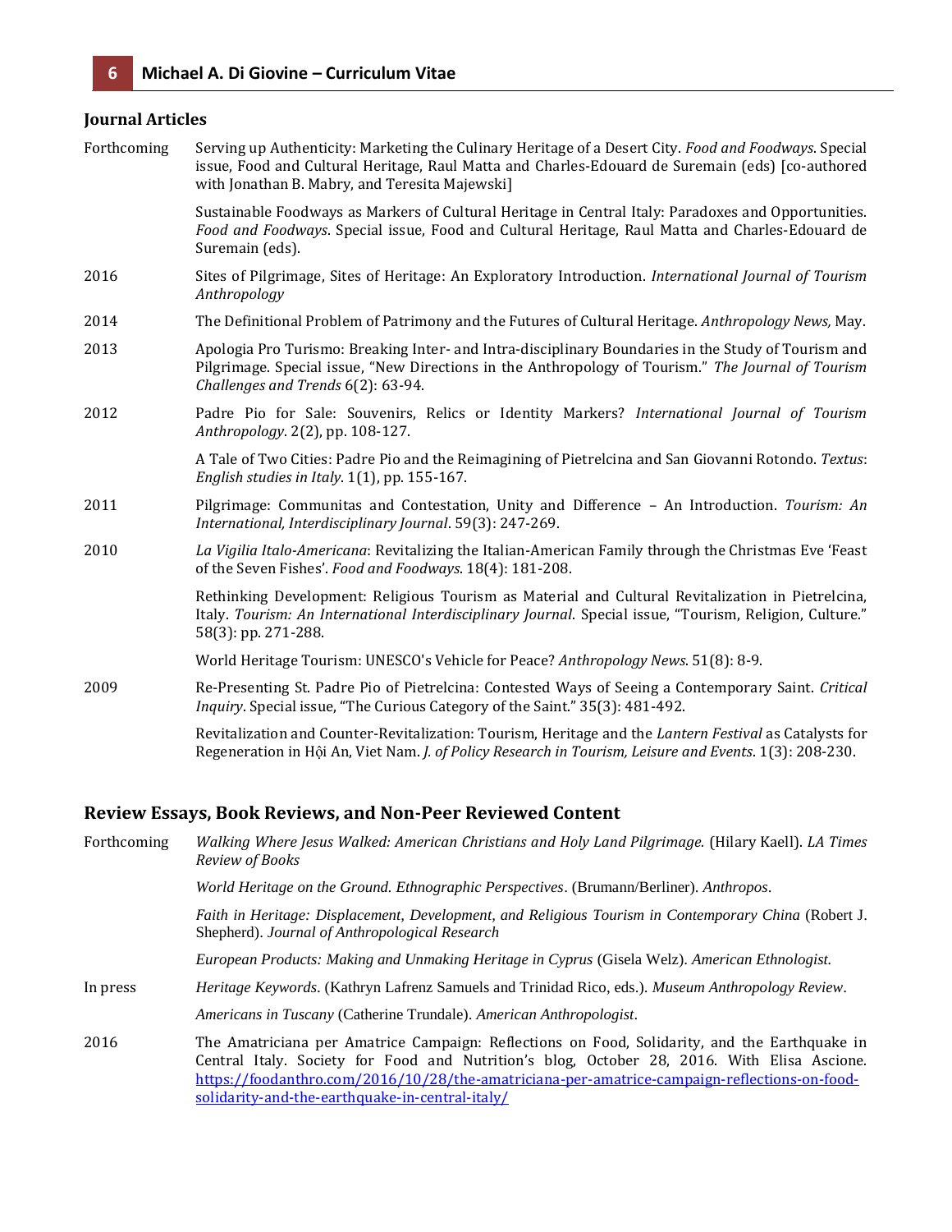## Journal Articles

Forthcoming — Serving up Authenticity: Marketing the Culinary Heritage of a Desert City. *Food and Foodways*. Special issue, Food and Cultural Heritage, Raul Matta and Charles-Edouard de Suremain (eds) [co-authored with Jonathan B. Mabry, and Teresita Majewski]

Sustainable Foodways as Markers of Cultural Heritage in Central Italy: Paradoxes and Opportunities. *Food and Foodways*. Special issue, Food and Cultural Heritage, Raul Matta and Charles-Edouard de Suremain (eds).

2016 — Sites of Pilgrimage, Sites of Heritage: An Exploratory Introduction. *International Journal of Tourism Anthropology*

2014 — The Definitional Problem of Patrimony and the Futures of Cultural Heritage. *Anthropology News,* May.

2013 — Apologia Pro Turismo: Breaking Inter- and Intra-disciplinary Boundaries in the Study of Tourism and Pilgrimage. Special issue, "New Directions in the Anthropology of Tourism." *The Journal of Tourism Challenges and Trends* 6(2): 63-94.

2012 — Padre Pio for Sale: Souvenirs, Relics or Identity Markers? *International Journal of Tourism Anthropology*. 2(2), pp. 108-127.

A Tale of Two Cities: Padre Pio and the Reimagining of Pietrelcina and San Giovanni Rotondo. *Textus*: *English studies in Italy*. 1(1), pp. 155-167.

2011 — Pilgrimage: Communitas and Contestation, Unity and Difference – An Introduction. *Tourism: An International, Interdisciplinary Journal*. 59(3): 247-269.

2010 — *La Vigilia Italo-Americana*: Revitalizing the Italian-American Family through the Christmas Eve 'Feast of the Seven Fishes'. *Food and Foodways*. 18(4): 181-208.

Rethinking Development: Religious Tourism as Material and Cultural Revitalization in Pietrelcina, Italy. *Tourism: An International Interdisciplinary Journal*. Special issue, "Tourism, Religion, Culture." 58(3): pp. 271-288.

World Heritage Tourism: UNESCO's Vehicle for Peace? *Anthropology News*. 51(8): 8-9.

2009 — Re-Presenting St. Padre Pio of Pietrelcina: Contested Ways of Seeing a Contemporary Saint. *Critical Inquiry*. Special issue, "The Curious Category of the Saint." 35(3): 481-492.

Revitalization and Counter-Revitalization: Tourism, Heritage and the *Lantern Festival* as Catalysts for Regeneration in Hội An, Viet Nam. *J. of Policy Research in Tourism, Leisure and Events*. 1(3): 208-230.

## Review Essays, Book Reviews, and Non-Peer Reviewed Content

Forthcoming — *Walking Where Jesus Walked: American Christians and Holy Land Pilgrimage.* (Hilary Kaell). *LA Times Review of Books*

*World Heritage on the Ground. Ethnographic Perspectives*. (Brumann/Berliner). *Anthropos*.

*Faith in Heritage: Displacement, Development, and Religious Tourism in Contemporary China* (Robert J. Shepherd). *Journal of Anthropological Research*

*European Products: Making and Unmaking Heritage in Cyprus* (Gisela Welz). *American Ethnologist*.

In press — *Heritage Keywords*. (Kathryn Lafrenz Samuels and Trinidad Rico, eds.). *Museum Anthropology Review*.

*Americans in Tuscany* (Catherine Trundale). *American Anthropologist*.

2016 — The Amatriciana per Amatrice Campaign: Reflections on Food, Solidarity, and the Earthquake in Central Italy. Society for Food and Nutrition's blog, October 28, 2016. With Elisa Ascione. https://foodanthro.com/2016/10/28/the-amatriciana-per-amatrice-campaign-reflections-on-food-solidarity-and-the-earthquake-in-central-italy/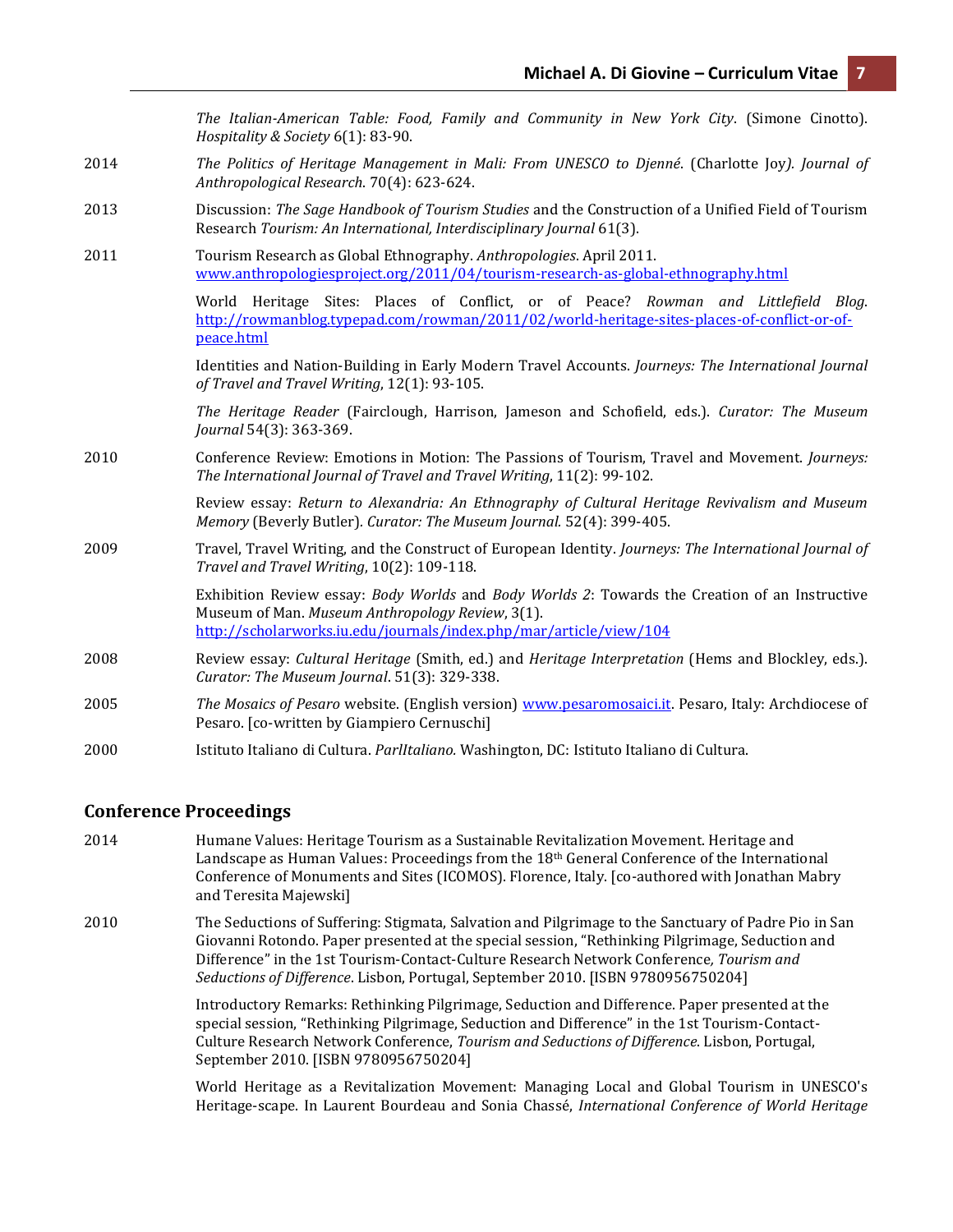*The Italian-American Table: Food, Family and Community in New York City*. (Simone Cinotto). *Hospitality & Society* 6(1): 83-90.

2014 *The Politics of Heritage Management in Mali: From UNESCO to Djenné*. (Charlotte Joy). *Journal of Anthropological Research*. 70(4): 623-624.

2013 Discussion: *The Sage Handbook of Tourism Studies* and the Construction of a Unified Field of Tourism Research *Tourism: An International, Interdisciplinary Journal* 61(3).

2011 Tourism Research as Global Ethnography. *Anthropologies*. April 2011. www.anthropologiesproject.org/2011/04/tourism-research-as-global-ethnography.html

World Heritage Sites: Places of Conflict, or of Peace? *Rowman and Littlefield Blog*. http://rowmanblog.typepad.com/rowman/2011/02/world-heritage-sites-places-of-conflict-or-of-peace.html

Identities and Nation-Building in Early Modern Travel Accounts. *Journeys: The International Journal of Travel and Travel Writing*, 12(1): 93-105.

*The Heritage Reader* (Fairclough, Harrison, Jameson and Schofield, eds.). *Curator: The Museum Journal* 54(3): 363-369.

2010 Conference Review: Emotions in Motion: The Passions of Tourism, Travel and Movement. *Journeys: The International Journal of Travel and Travel Writing*, 11(2): 99-102.

Review essay: *Return to Alexandria: An Ethnography of Cultural Heritage Revivalism and Museum Memory* (Beverly Butler). *Curator: The Museum Journal.* 52(4): 399-405.

2009 Travel, Travel Writing, and the Construct of European Identity. *Journeys: The International Journal of Travel and Travel Writing*, 10(2): 109-118.

Exhibition Review essay: *Body Worlds* and *Body Worlds 2*: Towards the Creation of an Instructive Museum of Man. *Museum Anthropology Review*, 3(1). http://scholarworks.iu.edu/journals/index.php/mar/article/view/104

2008 Review essay: *Cultural Heritage* (Smith, ed.) and *Heritage Interpretation* (Hems and Blockley, eds.). *Curator: The Museum Journal*. 51(3): 329-338.

2005 *The Mosaics of Pesaro* website. (English version) www.pesaromosaici.it. Pesaro, Italy: Archdiocese of Pesaro. [co-written by Giampiero Cernuschi]

2000 Istituto Italiano di Cultura. *ParlItaliano.* Washington, DC: Istituto Italiano di Cultura.

## Conference Proceedings

2014 Humane Values: Heritage Tourism as a Sustainable Revitalization Movement. Heritage and Landscape as Human Values: Proceedings from the 18th General Conference of the International Conference of Monuments and Sites (ICOMOS). Florence, Italy. [co-authored with Jonathan Mabry and Teresita Majewski]

2010 The Seductions of Suffering: Stigmata, Salvation and Pilgrimage to the Sanctuary of Padre Pio in San Giovanni Rotondo. Paper presented at the special session, "Rethinking Pilgrimage, Seduction and Difference" in the 1st Tourism-Contact-Culture Research Network Conference*, Tourism and Seductions of Difference*. Lisbon, Portugal, September 2010. [ISBN 9780956750204]

Introductory Remarks: Rethinking Pilgrimage, Seduction and Difference. Paper presented at the special session, "Rethinking Pilgrimage, Seduction and Difference" in the 1st Tourism-Contact-Culture Research Network Conference, *Tourism and Seductions of Difference*. Lisbon, Portugal, September 2010. [ISBN 9780956750204]

World Heritage as a Revitalization Movement: Managing Local and Global Tourism in UNESCO's Heritage-scape. In Laurent Bourdeau and Sonia Chassé, *International Conference of World Heritage*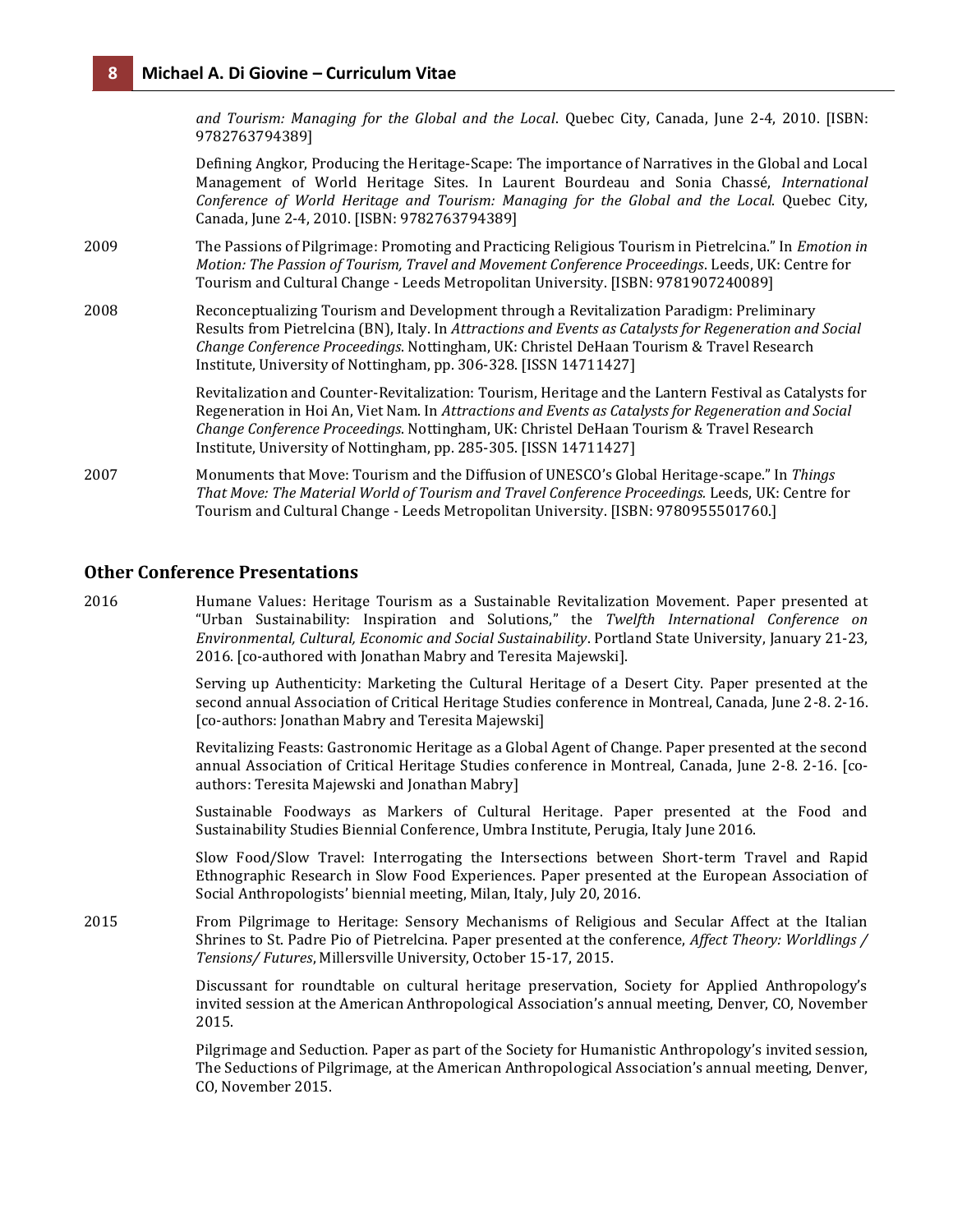*and Tourism: Managing for the Global and the Local*. Quebec City, Canada, June 2-4, 2010. [ISBN: 9782763794389]

Defining Angkor, Producing the Heritage-Scape: The importance of Narratives in the Global and Local Management of World Heritage Sites. In Laurent Bourdeau and Sonia Chassé, *International Conference of World Heritage and Tourism: Managing for the Global and the Local*. Quebec City, Canada, June 2-4, 2010. [ISBN: 9782763794389]

2009 The Passions of Pilgrimage: Promoting and Practicing Religious Tourism in Pietrelcina." In *Emotion in Motion: The Passion of Tourism, Travel and Movement Conference Proceedings*. Leeds, UK: Centre for Tourism and Cultural Change - Leeds Metropolitan University. [ISBN: 9781907240089]

2008 Reconceptualizing Tourism and Development through a Revitalization Paradigm: Preliminary Results from Pietrelcina (BN), Italy. In *Attractions and Events as Catalysts for Regeneration and Social Change Conference Proceedings*. Nottingham, UK: Christel DeHaan Tourism & Travel Research Institute, University of Nottingham, pp. 306-328. [ISSN 14711427]

Revitalization and Counter-Revitalization: Tourism, Heritage and the Lantern Festival as Catalysts for Regeneration in Hoi An, Viet Nam. In *Attractions and Events as Catalysts for Regeneration and Social Change Conference Proceedings*. Nottingham, UK: Christel DeHaan Tourism & Travel Research Institute, University of Nottingham, pp. 285-305. [ISSN 14711427]

2007 Monuments that Move: Tourism and the Diffusion of UNESCO's Global Heritage-scape." In *Things That Move: The Material World of Tourism and Travel Conference Proceedings.* Leeds, UK: Centre for Tourism and Cultural Change - Leeds Metropolitan University. [ISBN: 9780955501760.]

## Other Conference Presentations

2016 Humane Values: Heritage Tourism as a Sustainable Revitalization Movement. Paper presented at "Urban Sustainability: Inspiration and Solutions," the *Twelfth International Conference on Environmental, Cultural, Economic and Social Sustainability*. Portland State University, January 21-23, 2016. [co-authored with Jonathan Mabry and Teresita Majewski].

Serving up Authenticity: Marketing the Cultural Heritage of a Desert City. Paper presented at the second annual Association of Critical Heritage Studies conference in Montreal, Canada, June 2-8. 2-16. [co-authors: Jonathan Mabry and Teresita Majewski]

Revitalizing Feasts: Gastronomic Heritage as a Global Agent of Change. Paper presented at the second annual Association of Critical Heritage Studies conference in Montreal, Canada, June 2-8. 2-16. [co-authors: Teresita Majewski and Jonathan Mabry]

Sustainable Foodways as Markers of Cultural Heritage. Paper presented at the Food and Sustainability Studies Biennial Conference, Umbra Institute, Perugia, Italy June 2016.

Slow Food/Slow Travel: Interrogating the Intersections between Short-term Travel and Rapid Ethnographic Research in Slow Food Experiences. Paper presented at the European Association of Social Anthropologists' biennial meeting, Milan, Italy, July 20, 2016.

2015 From Pilgrimage to Heritage: Sensory Mechanisms of Religious and Secular Affect at the Italian Shrines to St. Padre Pio of Pietrelcina. Paper presented at the conference, *Affect Theory: Worldlings / Tensions/ Futures*, Millersville University, October 15-17, 2015.

Discussant for roundtable on cultural heritage preservation, Society for Applied Anthropology's invited session at the American Anthropological Association's annual meeting, Denver, CO, November 2015.

Pilgrimage and Seduction. Paper as part of the Society for Humanistic Anthropology's invited session, The Seductions of Pilgrimage, at the American Anthropological Association's annual meeting, Denver, CO, November 2015.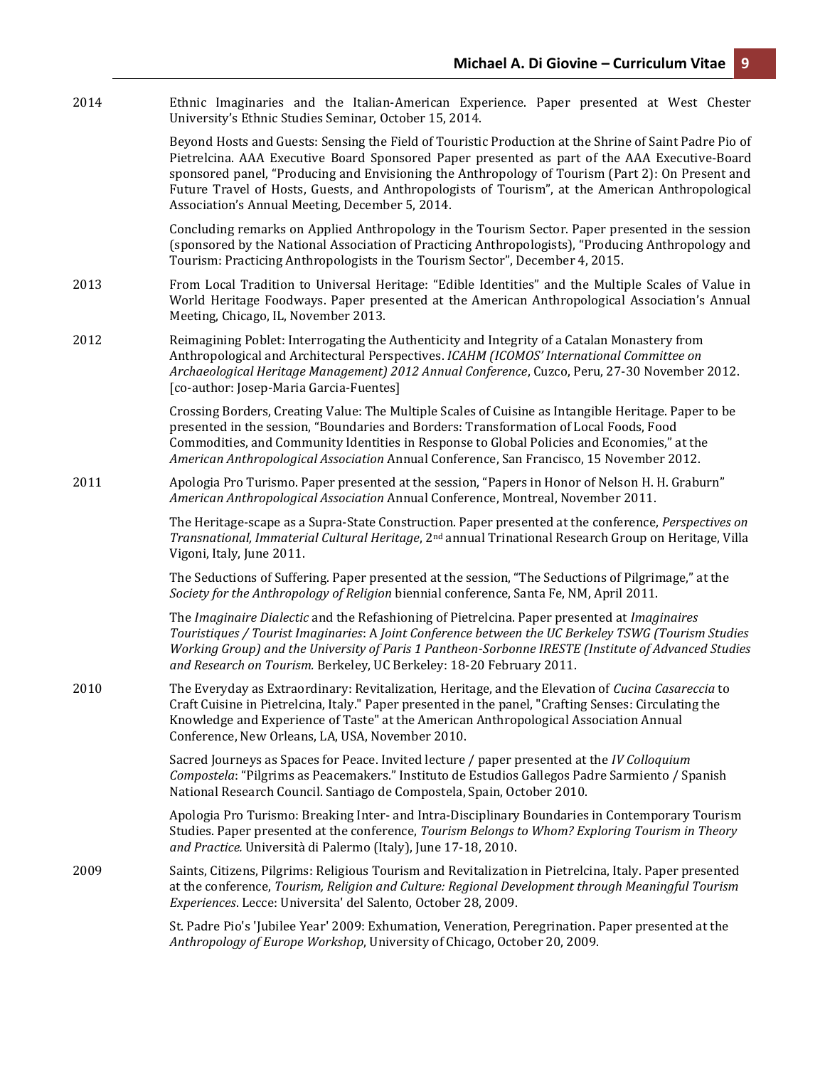2014

Ethnic Imaginaries and the Italian-American Experience. Paper presented at West Chester University's Ethnic Studies Seminar, October 15, 2014.

Beyond Hosts and Guests: Sensing the Field of Touristic Production at the Shrine of Saint Padre Pio of Pietrelcina. AAA Executive Board Sponsored Paper presented as part of the AAA Executive-Board sponsored panel, "Producing and Envisioning the Anthropology of Tourism (Part 2): On Present and Future Travel of Hosts, Guests, and Anthropologists of Tourism", at the American Anthropological Association's Annual Meeting, December 5, 2014.

Concluding remarks on Applied Anthropology in the Tourism Sector. Paper presented in the session (sponsored by the National Association of Practicing Anthropologists), "Producing Anthropology and Tourism: Practicing Anthropologists in the Tourism Sector", December 4, 2015.

2013

From Local Tradition to Universal Heritage: "Edible Identities" and the Multiple Scales of Value in World Heritage Foodways. Paper presented at the American Anthropological Association's Annual Meeting, Chicago, IL, November 2013.

2012

Reimagining Poblet: Interrogating the Authenticity and Integrity of a Catalan Monastery from Anthropological and Architectural Perspectives. *ICAHM (ICOMOS' International Committee on Archaeological Heritage Management) 2012 Annual Conference*, Cuzco, Peru, 27-30 November 2012. [co-author: Josep-Maria Garcia-Fuentes]

Crossing Borders, Creating Value: The Multiple Scales of Cuisine as Intangible Heritage. Paper to be presented in the session, "Boundaries and Borders: Transformation of Local Foods, Food Commodities, and Community Identities in Response to Global Policies and Economies," at the *American Anthropological Association* Annual Conference, San Francisco, 15 November 2012.

2011

Apologia Pro Turismo. Paper presented at the session, "Papers in Honor of Nelson H. H. Graburn" *American Anthropological Association* Annual Conference, Montreal, November 2011.

The Heritage-scape as a Supra-State Construction. Paper presented at the conference, *Perspectives on Transnational, Immaterial Cultural Heritage*, 2nd annual Trinational Research Group on Heritage, Villa Vigoni, Italy, June 2011.

The Seductions of Suffering. Paper presented at the session, "The Seductions of Pilgrimage," at the *Society for the Anthropology of Religion* biennial conference, Santa Fe, NM, April 2011.

The *Imaginaire Dialectic* and the Refashioning of Pietrelcina. Paper presented at *Imaginaires Touristiques / Tourist Imaginaries*: A *Joint Conference between the UC Berkeley TSWG (Tourism Studies Working Group) and the University of Paris 1 Pantheon-Sorbonne IRESTE (Institute of Advanced Studies and Research on Tourism.* Berkeley, UC Berkeley: 18-20 February 2011.

2010

The Everyday as Extraordinary: Revitalization, Heritage, and the Elevation of *Cucina Casareccia* to Craft Cuisine in Pietrelcina, Italy." Paper presented in the panel, "Crafting Senses: Circulating the Knowledge and Experience of Taste" at the American Anthropological Association Annual Conference, New Orleans, LA, USA, November 2010.

Sacred Journeys as Spaces for Peace. Invited lecture / paper presented at the *IV Colloquium Compostela*: "Pilgrims as Peacemakers." Instituto de Estudios Gallegos Padre Sarmiento / Spanish National Research Council. Santiago de Compostela, Spain, October 2010.

Apologia Pro Turismo: Breaking Inter- and Intra-Disciplinary Boundaries in Contemporary Tourism Studies. Paper presented at the conference, *Tourism Belongs to Whom? Exploring Tourism in Theory and Practice.* Università di Palermo (Italy), June 17-18, 2010.

2009

Saints, Citizens, Pilgrims: Religious Tourism and Revitalization in Pietrelcina, Italy. Paper presented at the conference, *Tourism, Religion and Culture: Regional Development through Meaningful Tourism Experiences*. Lecce: Universita' del Salento, October 28, 2009.

St. Padre Pio's 'Jubilee Year' 2009: Exhumation, Veneration, Peregrination. Paper presented at the *Anthropology of Europe Workshop*, University of Chicago, October 20, 2009.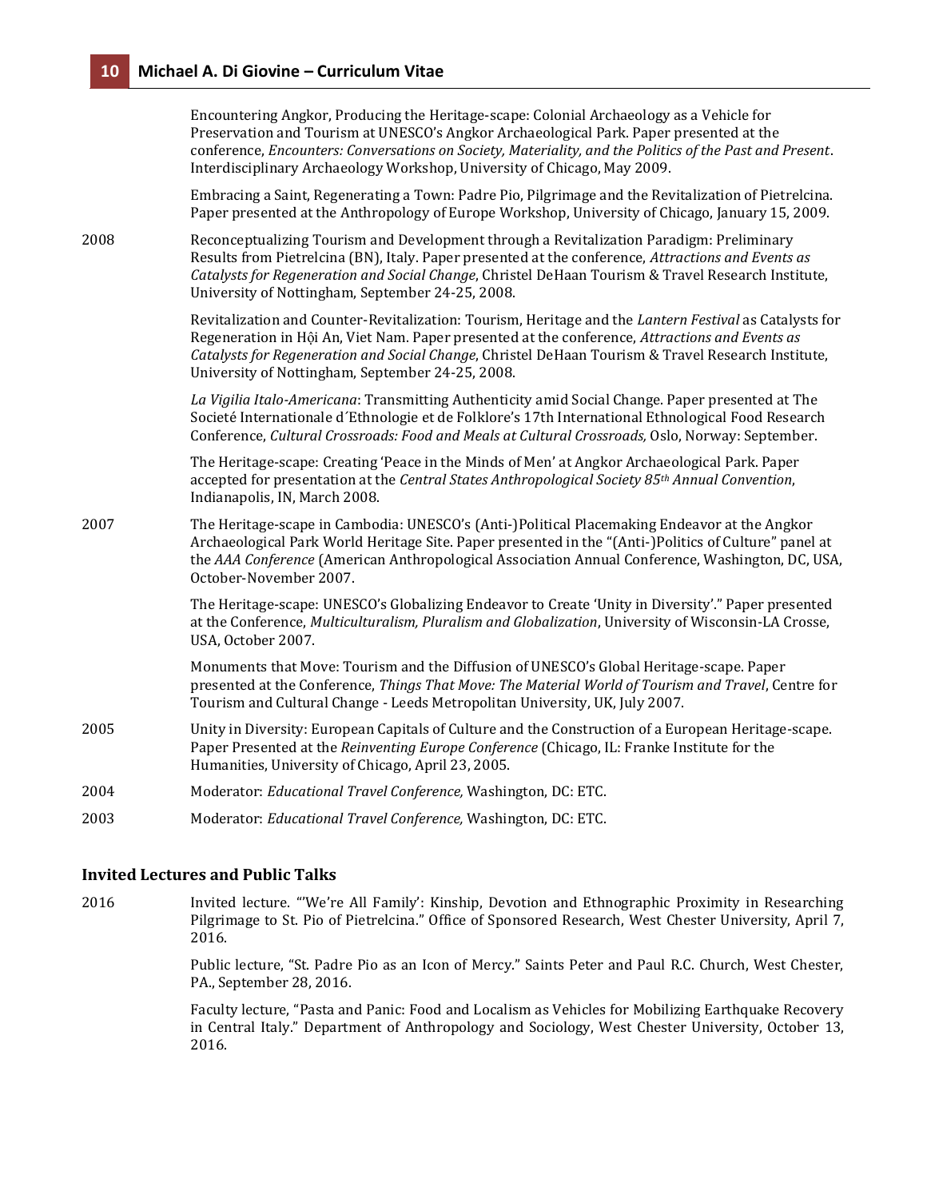Encountering Angkor, Producing the Heritage-scape: Colonial Archaeology as a Vehicle for Preservation and Tourism at UNESCO's Angkor Archaeological Park. Paper presented at the conference, *Encounters: Conversations on Society, Materiality, and the Politics of the Past and Present*. Interdisciplinary Archaeology Workshop, University of Chicago, May 2009.

Embracing a Saint, Regenerating a Town: Padre Pio, Pilgrimage and the Revitalization of Pietrelcina. Paper presented at the Anthropology of Europe Workshop, University of Chicago, January 15, 2009.

2008 Reconceptualizing Tourism and Development through a Revitalization Paradigm: Preliminary Results from Pietrelcina (BN), Italy. Paper presented at the conference, *Attractions and Events as Catalysts for Regeneration and Social Change*, Christel DeHaan Tourism & Travel Research Institute, University of Nottingham, September 24-25, 2008.

Revitalization and Counter-Revitalization: Tourism, Heritage and the *Lantern Festival* as Catalysts for Regeneration in Hội An, Viet Nam. Paper presented at the conference, *Attractions and Events as Catalysts for Regeneration and Social Change*, Christel DeHaan Tourism & Travel Research Institute, University of Nottingham, September 24-25, 2008.

*La Vigilia Italo-Americana*: Transmitting Authenticity amid Social Change. Paper presented at The Societé Internationale d´Ethnologie et de Folklore's 17th International Ethnological Food Research Conference, *Cultural Crossroads: Food and Meals at Cultural Crossroads,* Oslo, Norway: September.

The Heritage-scape: Creating 'Peace in the Minds of Men' at Angkor Archaeological Park. Paper accepted for presentation at the *Central States Anthropological Society 85th Annual Convention*, Indianapolis, IN, March 2008.

2007 The Heritage-scape in Cambodia: UNESCO's (Anti-)Political Placemaking Endeavor at the Angkor Archaeological Park World Heritage Site. Paper presented in the "(Anti-)Politics of Culture" panel at the *AAA Conference* (American Anthropological Association Annual Conference, Washington, DC, USA, October-November 2007.

The Heritage-scape: UNESCO's Globalizing Endeavor to Create 'Unity in Diversity'." Paper presented at the Conference, *Multiculturalism, Pluralism and Globalization*, University of Wisconsin-LA Crosse, USA, October 2007.

Monuments that Move: Tourism and the Diffusion of UNESCO's Global Heritage-scape. Paper presented at the Conference, *Things That Move: The Material World of Tourism and Travel*, Centre for Tourism and Cultural Change - Leeds Metropolitan University, UK, July 2007.

2005 Unity in Diversity: European Capitals of Culture and the Construction of a European Heritage-scape. Paper Presented at the *Reinventing Europe Conference* (Chicago, IL: Franke Institute for the Humanities, University of Chicago, April 23, 2005.

2004 Moderator: *Educational Travel Conference,* Washington, DC: ETC.

2003 Moderator: *Educational Travel Conference,* Washington, DC: ETC.

### Invited Lectures and Public Talks

2016 Invited lecture. "'We're All Family': Kinship, Devotion and Ethnographic Proximity in Researching Pilgrimage to St. Pio of Pietrelcina." Office of Sponsored Research, West Chester University, April 7, 2016.

Public lecture, "St. Padre Pio as an Icon of Mercy." Saints Peter and Paul R.C. Church, West Chester, PA., September 28, 2016.

Faculty lecture, "Pasta and Panic: Food and Localism as Vehicles for Mobilizing Earthquake Recovery in Central Italy." Department of Anthropology and Sociology, West Chester University, October 13, 2016.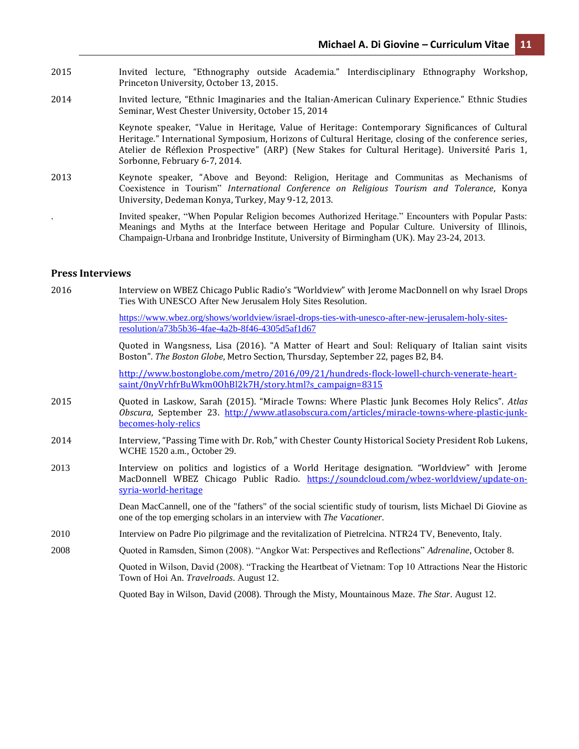2015 Invited lecture, "Ethnography outside Academia." Interdisciplinary Ethnography Workshop, Princeton University, October 13, 2015.

2014 Invited lecture, "Ethnic Imaginaries and the Italian-American Culinary Experience." Ethnic Studies Seminar, West Chester University, October 15, 2014

Keynote speaker, "Value in Heritage, Value of Heritage: Contemporary Significances of Cultural Heritage." International Symposium, Horizons of Cultural Heritage, closing of the conference series, Atelier de Réflexion Prospective" (ARP) (New Stakes for Cultural Heritage). Université Paris 1, Sorbonne, February 6-7, 2014.

2013 Keynote speaker, "Above and Beyond: Religion, Heritage and Communitas as Mechanisms of Coexistence in Tourism" *International Conference on Religious Tourism and Tolerance*, Konya University, Dedeman Konya, Turkey, May 9-12, 2013.

. Invited speaker, "When Popular Religion becomes Authorized Heritage." Encounters with Popular Pasts: Meanings and Myths at the Interface between Heritage and Popular Culture. University of Illinois, Champaign-Urbana and Ironbridge Institute, University of Birmingham (UK). May 23-24, 2013.

## Press Interviews

2016 Interview on WBEZ Chicago Public Radio's "Worldview" with Jerome MacDonnell on why Israel Drops Ties With UNESCO After New Jerusalem Holy Sites Resolution.

https://www.wbez.org/shows/worldview/israel-drops-ties-with-unesco-after-new-jerusalem-holy-sites-resolution/a73b5b36-4fae-4a2b-8f46-4305d5af1d67

Quoted in Wangsness, Lisa (2016). "A Matter of Heart and Soul: Reliquary of Italian saint visits Boston". *The Boston Globe*, Metro Section, Thursday, September 22, pages B2, B4.

http://www.bostonglobe.com/metro/2016/09/21/hundreds-flock-lowell-church-venerate-heart-saint/0nyVrhfrBuWkm0OhBl2k7H/story.html?s_campaign=8315

2015 Quoted in Laskow, Sarah (2015). "Miracle Towns: Where Plastic Junk Becomes Holy Relics". *Atlas Obscura*, September 23. http://www.atlasobscura.com/articles/miracle-towns-where-plastic-junk-becomes-holy-relics

2014 Interview, "Passing Time with Dr. Rob," with Chester County Historical Society President Rob Lukens, WCHE 1520 a.m., October 29.

2013 Interview on politics and logistics of a World Heritage designation. "Worldview" with Jerome MacDonnell WBEZ Chicago Public Radio. https://soundcloud.com/wbez-worldview/update-on-syria-world-heritage

Dean MacCannell, one of the "fathers" of the social scientific study of tourism, lists Michael Di Giovine as one of the top emerging scholars in an interview with *The Vacationer*.

2010 Interview on Padre Pio pilgrimage and the revitalization of Pietrelcina. NTR24 TV, Benevento, Italy.

2008 Quoted in Ramsden, Simon (2008). "Angkor Wat: Perspectives and Reflections" *Adrenaline*, October 8.

Quoted in Wilson, David (2008). "Tracking the Heartbeat of Vietnam: Top 10 Attractions Near the Historic Town of Hoi An. *Travelroads*. August 12.

Quoted Bay in Wilson, David (2008). Through the Misty, Mountainous Maze. *The Star*. August 12.